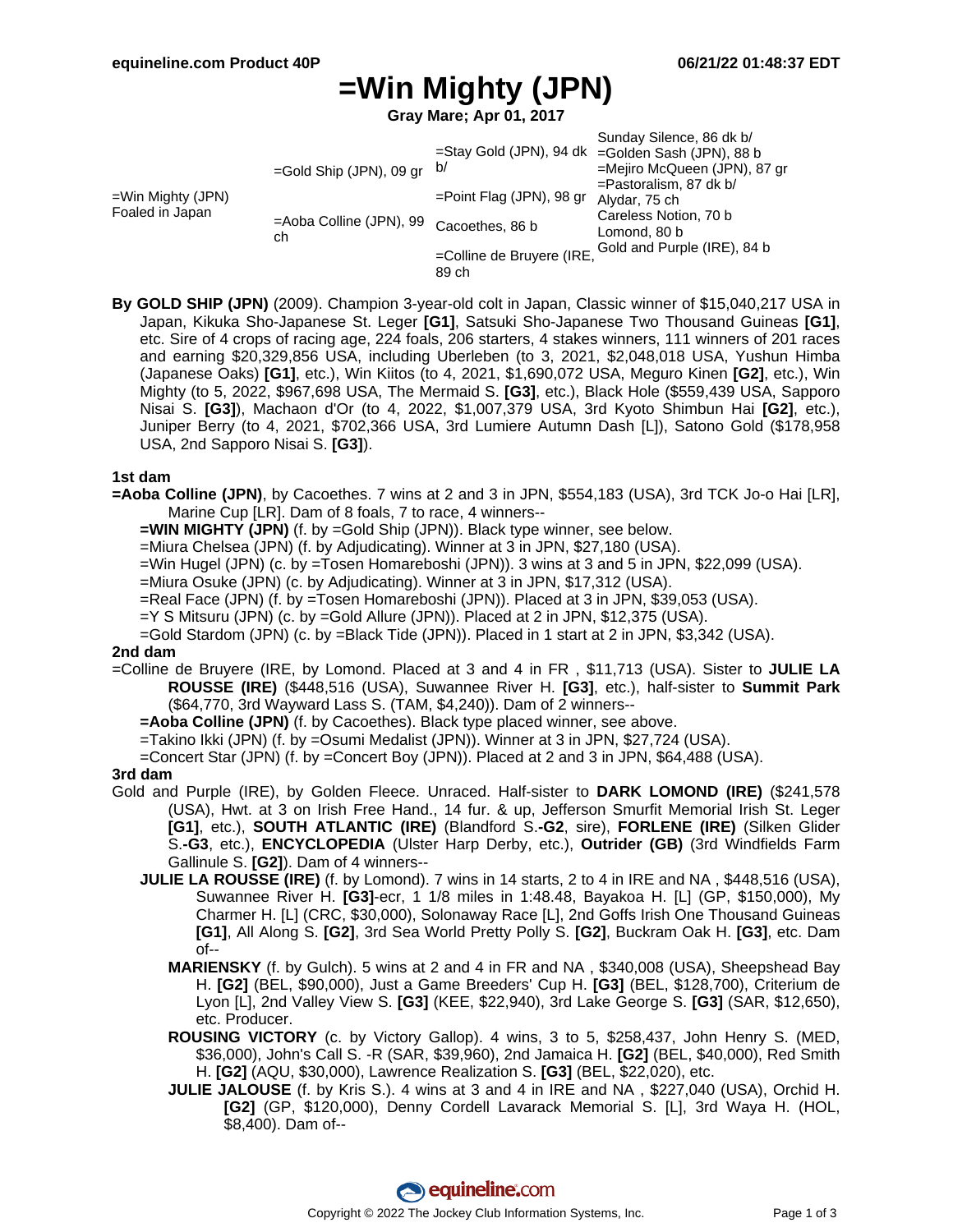# =Win Mighty (JPN)

**Gray Mare; Apr 01, 2017**

| | | | |
|---|---|---|---|
| =Win Mighty (JPN) Foaled in Japan | =Gold Ship (JPN), 09 gr | =Stay Gold (JPN), 94 dk b/ | Sunday Silence, 86 dk b/ |
| | | | =Golden Sash (JPN), 88 b |
| | | =Point Flag (JPN), 98 gr | =Mejiro McQueen (JPN), 87 gr |
| | | | =Pastoralism, 87 dk b/ |
| | =Aoba Colline (JPN), 99 ch | Cacoethes, 86 b | Alydar, 75 ch |
| | | | Careless Notion, 70 b |
| | | =Colline de Bruyere (IRE, 89 ch | Lomond, 80 b |
| | | | Gold and Purple (IRE), 84 b |

**By GOLD SHIP (JPN)** (2009). Champion 3-year-old colt in Japan, Classic winner of $15,040,217 USA in Japan, Kikuka Sho-Japanese St. Leger **[G1]**, Satsuki Sho-Japanese Two Thousand Guineas **[G1]**, etc. Sire of 4 crops of racing age, 224 foals, 206 starters, 4 stakes winners, 111 winners of 201 races and earning $20,329,856 USA, including Uberleben (to 3, 2021, $2,048,018 USA, Yushun Himba (Japanese Oaks) **[G1]**, etc.), Win Kiitos (to 4, 2021, $1,690,072 USA, Meguro Kinen **[G2]**, etc.), Win Mighty (to 5, 2022, $967,698 USA, The Mermaid S. **[G3]**, etc.), Black Hole ($559,439 USA, Sapporo Nisai S. **[G3]**), Machaon d'Or (to 4, 2022, $1,007,379 USA, 3rd Kyoto Shimbun Hai **[G2]**, etc.), Juniper Berry (to 4, 2021, $702,366 USA, 3rd Lumiere Autumn Dash [L]), Satono Gold ($178,958 USA, 2nd Sapporo Nisai S. **[G3]**).

### 1st dam

**=Aoba Colline (JPN)**, by Cacoethes. 7 wins at 2 and 3 in JPN, $554,183 (USA), 3rd TCK Jo-o Hai [LR], Marine Cup [LR]. Dam of 8 foals, 7 to race, 4 winners--

- **=WIN MIGHTY (JPN)** (f. by =Gold Ship (JPN)). Black type winner, see below.
- =Miura Chelsea (JPN) (f. by Adjudicating). Winner at 3 in JPN, $27,180 (USA).
- =Win Hugel (JPN) (c. by =Tosen Homareboshi (JPN)). 3 wins at 3 and 5 in JPN, $22,099 (USA).
- =Miura Osuke (JPN) (c. by Adjudicating). Winner at 3 in JPN, $17,312 (USA).
- =Real Face (JPN) (f. by =Tosen Homareboshi (JPN)). Placed at 3 in JPN, $39,053 (USA).
- =Y S Mitsuru (JPN) (c. by =Gold Allure (JPN)). Placed at 2 in JPN, $12,375 (USA).
- =Gold Stardom (JPN) (c. by =Black Tide (JPN)). Placed in 1 start at 2 in JPN, $3,342 (USA).

### 2nd dam

=Colline de Bruyere (IRE, by Lomond. Placed at 3 and 4 in FR , $11,713 (USA). Sister to **JULIE LA ROUSSE (IRE)** ($448,516 (USA), Suwannee River H. **[G3]**, etc.), half-sister to **Summit Park** ($64,770, 3rd Wayward Lass S. (TAM, $4,240)). Dam of 2 winners--

- **=Aoba Colline (JPN)** (f. by Cacoethes). Black type placed winner, see above.
- =Takino Ikki (JPN) (f. by =Osumi Medalist (JPN)). Winner at 3 in JPN, $27,724 (USA).
- =Concert Star (JPN) (f. by =Concert Boy (JPN)). Placed at 2 and 3 in JPN, $64,488 (USA).

### 3rd dam

Gold and Purple (IRE), by Golden Fleece. Unraced. Half-sister to **DARK LOMOND (IRE)** ($241,578 (USA), Hwt. at 3 on Irish Free Hand., 11 fur. & up, Jefferson Smurfit Memorial Irish St. Leger **[G1]**, etc.), **SOUTH ATLANTIC (IRE)** (Blandford S.**-G2**, sire), **FORLENE (IRE)** (Silken Glider S.**-G3**, etc.), **ENCYCLOPEDIA** (Ulster Harp Derby, etc.), **Outrider (GB)** (3rd Windfields Farm Gallinule S. **[G2]**). Dam of 4 winners--

- **JULIE LA ROUSSE (IRE)** (f. by Lomond). 7 wins in 14 starts, 2 to 4 in IRE and NA , $448,516 (USA), Suwannee River H. **[G3]**-ecr, 1 1/8 miles in 1:48.48, Bayakoa H. [L] (GP, $150,000), My Charmer H. [L] (CRC, $30,000), Solonaway Race [L], 2nd Goffs Irish One Thousand Guineas **[G1]**, All Along S. **[G2]**, 3rd Sea World Pretty Polly S. **[G2]**, Buckram Oak H. **[G3]**, etc. Dam of--
  - **MARIENSKY** (f. by Gulch). 5 wins at 2 and 4 in FR and NA , $340,008 (USA), Sheepshead Bay H. **[G2]** (BEL, $90,000), Just a Game Breeders' Cup H. **[G3]** (BEL, $128,700), Criterium de Lyon [L], 2nd Valley View S. **[G3]** (KEE, $22,940), 3rd Lake George S. **[G3]** (SAR, $12,650), etc. Producer.
  - **ROUSING VICTORY** (c. by Victory Gallop). 4 wins, 3 to 5, $258,437, John Henry S. (MED, $36,000), John's Call S. -R (SAR, $39,960), 2nd Jamaica H. **[G2]** (BEL, $40,000), Red Smith H. **[G2]** (AQU, $30,000), Lawrence Realization S. **[G3]** (BEL, $22,020), etc.
  - **JULIE JALOUSE** (f. by Kris S.). 4 wins at 3 and 4 in IRE and NA , $227,040 (USA), Orchid H. **[G2]** (GP, $120,000), Denny Cordell Lavarack Memorial S. [L], 3rd Waya H. (HOL, $8,400). Dam of--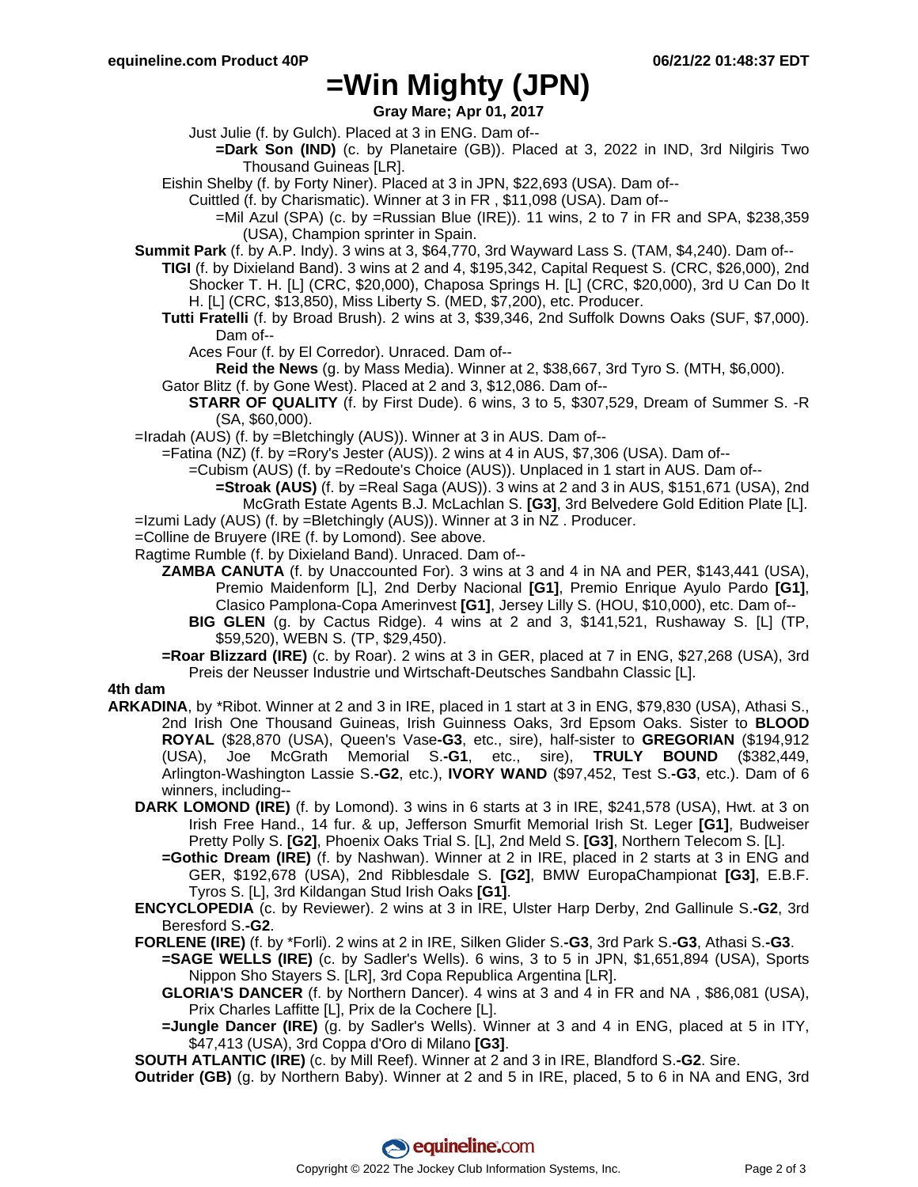# =Win Mighty (JPN)

**Gray Mare; Apr 01, 2017**

Just Julie (f. by Gulch). Placed at 3 in ENG. Dam of--

**=Dark Son (IND)** (c. by Planetaire (GB)). Placed at 3, 2022 in IND, 3rd Nilgiris Two Thousand Guineas [LR].

Eishin Shelby (f. by Forty Niner). Placed at 3 in JPN, $22,693 (USA). Dam of--

Cuittled (f. by Charismatic). Winner at 3 in FR , $11,098 (USA). Dam of--

=Mil Azul (SPA) (c. by =Russian Blue (IRE)). 11 wins, 2 to 7 in FR and SPA, $238,359 (USA), Champion sprinter in Spain.

**Summit Park** (f. by A.P. Indy). 3 wins at 3, $64,770, 3rd Wayward Lass S. (TAM, $4,240). Dam of--

**TIGI** (f. by Dixieland Band). 3 wins at 2 and 4, $195,342, Capital Request S. (CRC, $26,000), 2nd Shocker T. H. [L] (CRC, $20,000), Chaposa Springs H. [L] (CRC, $20,000), 3rd U Can Do It H. [L] (CRC, $13,850), Miss Liberty S. (MED, $7,200), etc. Producer.

**Tutti Fratelli** (f. by Broad Brush). 2 wins at 3, $39,346, 2nd Suffolk Downs Oaks (SUF, $7,000). Dam of--

Aces Four (f. by El Corredor). Unraced. Dam of--

**Reid the News** (g. by Mass Media). Winner at 2, $38,667, 3rd Tyro S. (MTH, $6,000).

Gator Blitz (f. by Gone West). Placed at 2 and 3, $12,086. Dam of--

**STARR OF QUALITY** (f. by First Dude). 6 wins, 3 to 5, $307,529, Dream of Summer S. -R (SA, $60,000).

=Iradah (AUS) (f. by =Bletchingly (AUS)). Winner at 3 in AUS. Dam of--

=Fatina (NZ) (f. by =Rory's Jester (AUS)). 2 wins at 4 in AUS, $7,306 (USA). Dam of--

=Cubism (AUS) (f. by =Redoute's Choice (AUS)). Unplaced in 1 start in AUS. Dam of--

**=Stroak (AUS)** (f. by =Real Saga (AUS)). 3 wins at 2 and 3 in AUS, $151,671 (USA), 2nd McGrath Estate Agents B.J. McLachlan S. **[G3]**, 3rd Belvedere Gold Edition Plate [L].

=Izumi Lady (AUS) (f. by =Bletchingly (AUS)). Winner at 3 in NZ . Producer.

=Colline de Bruyere (IRE (f. by Lomond). See above.

Ragtime Rumble (f. by Dixieland Band). Unraced. Dam of--

**ZAMBA CANUTA** (f. by Unaccounted For). 3 wins at 3 and 4 in NA and PER, $143,441 (USA), Premio Maidenform [L], 2nd Derby Nacional **[G1]**, Premio Enrique Ayulo Pardo **[G1]**, Clasico Pamplona-Copa Amerinvest **[G1]**, Jersey Lilly S. (HOU, $10,000), etc. Dam of--

**BIG GLEN** (g. by Cactus Ridge). 4 wins at 2 and 3, $141,521, Rushaway S. [L] (TP, $59,520), WEBN S. (TP, $29,450).

**=Roar Blizzard (IRE)** (c. by Roar). 2 wins at 3 in GER, placed at 7 in ENG, $27,268 (USA), 3rd Preis der Neusser Industrie und Wirtschaft-Deutsches Sandbahn Classic [L].

**4th dam**

**ARKADINA**, by *Ribot. Winner at 2 and 3 in IRE, placed in 1 start at 3 in ENG, $79,830 (USA), Athasi S., 2nd Irish One Thousand Guineas, Irish Guinness Oaks, 3rd Epsom Oaks. Sister to **BLOOD ROYAL** ($28,870 (USA), Queen's Vase**-G3**, etc., sire), half-sister to **GREGORIAN** ($194,912 (USA), Joe McGrath Memorial S.**-G1**, etc., sire), **TRULY BOUND** ($382,449, Arlington-Washington Lassie S.**-G2**, etc.), **IVORY WAND** ($97,452, Test S.**-G3**, etc.). Dam of 6 winners, including--

**DARK LOMOND (IRE)** (f. by Lomond). 3 wins in 6 starts at 3 in IRE, $241,578 (USA), Hwt. at 3 on Irish Free Hand., 14 fur. & up, Jefferson Smurfit Memorial Irish St. Leger **[G1]**, Budweiser Pretty Polly S. **[G2]**, Phoenix Oaks Trial S. [L], 2nd Meld S. **[G3]**, Northern Telecom S. [L].

**=Gothic Dream (IRE)** (f. by Nashwan). Winner at 2 in IRE, placed in 2 starts at 3 in ENG and GER, $192,678 (USA), 2nd Ribblesdale S. **[G2]**, BMW EuropaChampionat **[G3]**, E.B.F. Tyros S. [L], 3rd Kildangan Stud Irish Oaks **[G1]**.

**ENCYCLOPEDIA** (c. by Reviewer). 2 wins at 3 in IRE, Ulster Harp Derby, 2nd Gallinule S.**-G2**, 3rd Beresford S.**-G2**.

**FORLENE (IRE)** (f. by *Forli). 2 wins at 2 in IRE, Silken Glider S.**-G3**, 3rd Park S.**-G3**, Athasi S.**-G3**.

**=SAGE WELLS (IRE)** (c. by Sadler's Wells). 6 wins, 3 to 5 in JPN, $1,651,894 (USA), Sports Nippon Sho Stayers S. [LR], 3rd Copa Republica Argentina [LR].

**GLORIA'S DANCER** (f. by Northern Dancer). 4 wins at 3 and 4 in FR and NA , $86,081 (USA), Prix Charles Laffitte [L], Prix de la Cochere [L].

**=Jungle Dancer (IRE)** (g. by Sadler's Wells). Winner at 3 and 4 in ENG, placed at 5 in ITY, $47,413 (USA), 3rd Coppa d'Oro di Milano **[G3]**.

**SOUTH ATLANTIC (IRE)** (c. by Mill Reef). Winner at 2 and 3 in IRE, Blandford S.**-G2**. Sire.

**Outrider (GB)** (g. by Northern Baby). Winner at 2 and 5 in IRE, placed, 5 to 6 in NA and ENG, 3rd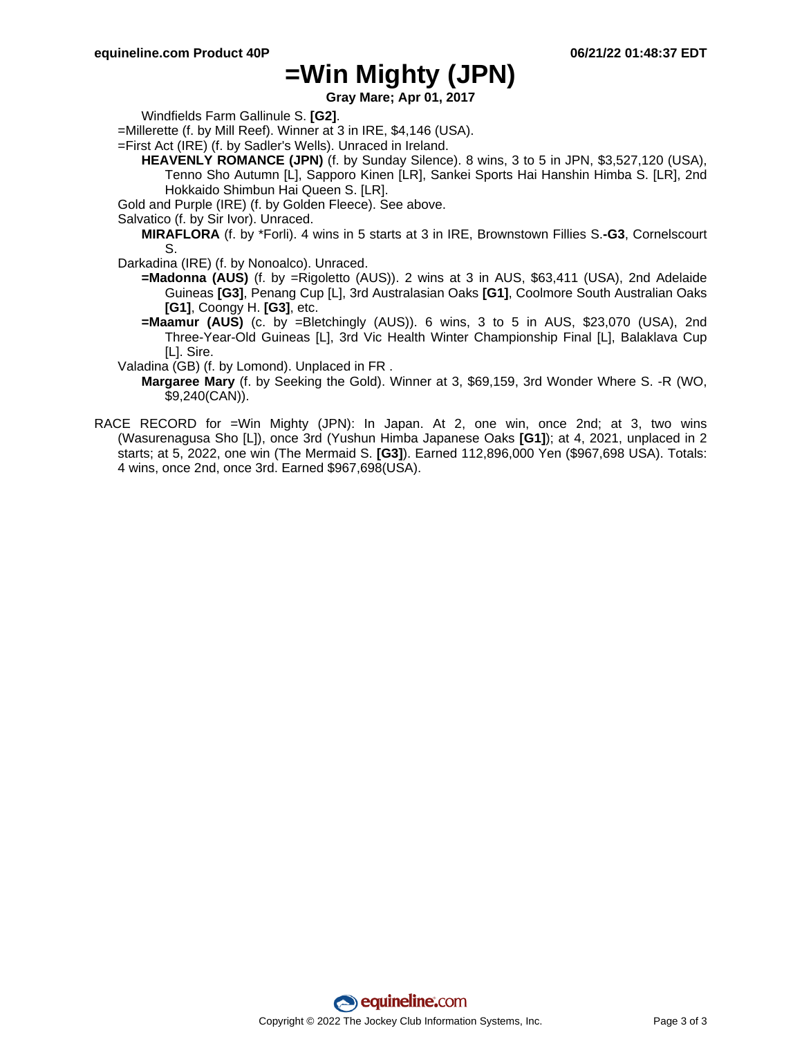# =Win Mighty (JPN)

**Gray Mare; Apr 01, 2017**

Windfields Farm Gallinule S. **[G2]**.

=Millerette (f. by Mill Reef). Winner at 3 in IRE, $4,146 (USA).

=First Act (IRE) (f. by Sadler's Wells). Unraced in Ireland.

**HEAVENLY ROMANCE (JPN)** (f. by Sunday Silence). 8 wins, 3 to 5 in JPN, $3,527,120 (USA), Tenno Sho Autumn [L], Sapporo Kinen [LR], Sankei Sports Hai Hanshin Himba S. [LR], 2nd Hokkaido Shimbun Hai Queen S. [LR].

Gold and Purple (IRE) (f. by Golden Fleece). See above.

Salvatico (f. by Sir Ivor). Unraced.

**MIRAFLORA** (f. by *Forli). 4 wins in 5 starts at 3 in IRE, Brownstown Fillies S.**-G3**, Cornelscourt S.

Darkadina (IRE) (f. by Nonoalco). Unraced.

**=Madonna (AUS)** (f. by =Rigoletto (AUS)). 2 wins at 3 in AUS, $63,411 (USA), 2nd Adelaide Guineas **[G3]**, Penang Cup [L], 3rd Australasian Oaks **[G1]**, Coolmore South Australian Oaks **[G1]**, Coongy H. **[G3]**, etc.

**=Maamur (AUS)** (c. by =Bletchingly (AUS)). 6 wins, 3 to 5 in AUS, $23,070 (USA), 2nd Three-Year-Old Guineas [L], 3rd Vic Health Winter Championship Final [L], Balaklava Cup [L]. Sire.

Valadina (GB) (f. by Lomond). Unplaced in FR .

**Margaree Mary** (f. by Seeking the Gold). Winner at 3, $69,159, 3rd Wonder Where S. -R (WO, $9,240(CAN)).

RACE RECORD for =Win Mighty (JPN): In Japan. At 2, one win, once 2nd; at 3, two wins (Wasurenagusa Sho [L]), once 3rd (Yushun Himba Japanese Oaks **[G1]**); at 4, 2021, unplaced in 2 starts; at 5, 2022, one win (The Mermaid S. **[G3]**). Earned 112,896,000 Yen ($967,698 USA). Totals: 4 wins, once 2nd, once 3rd. Earned $967,698(USA).